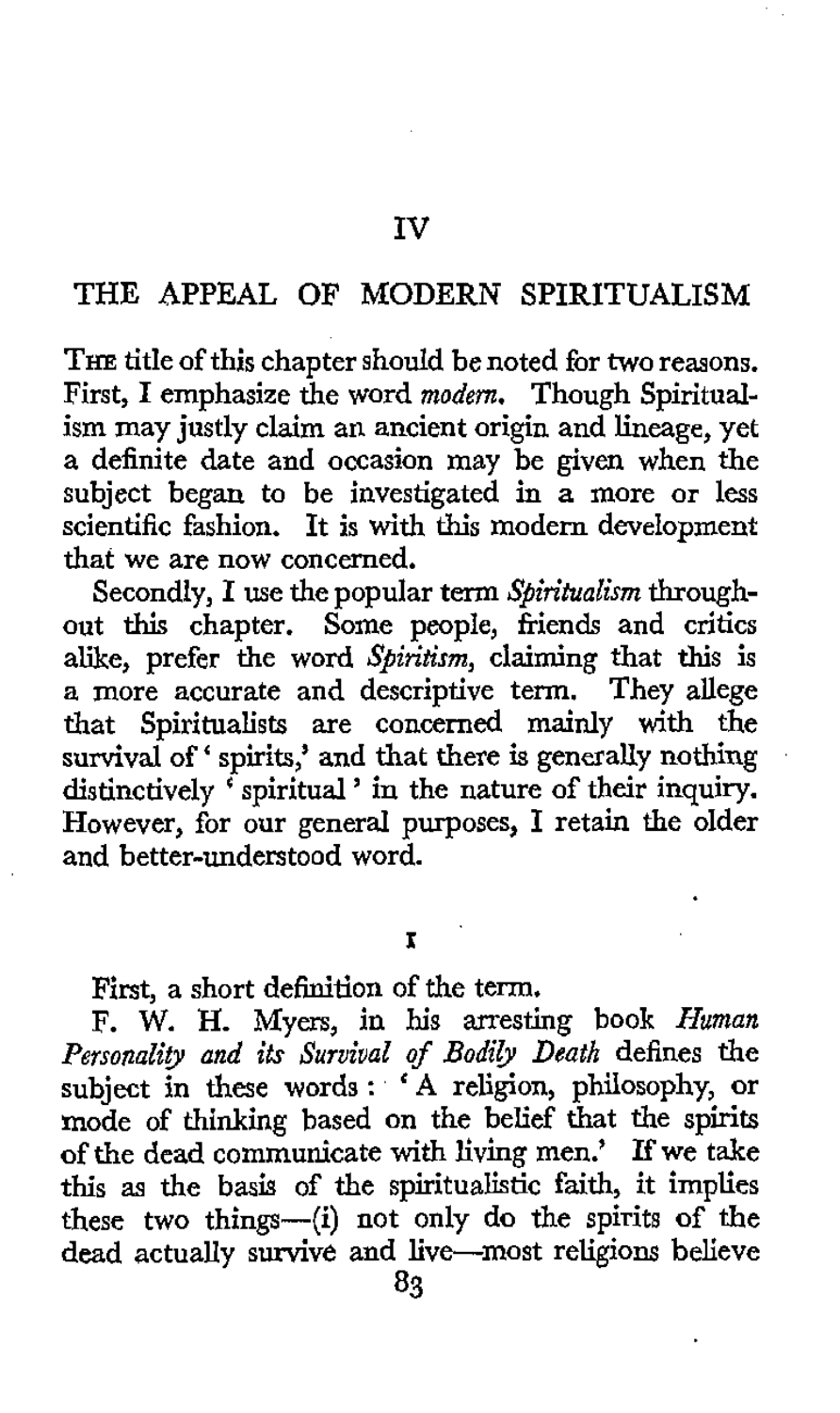# IV

## THE APPEAL OF MODERN SPIRITUALISM

The title of this chapter should be noted for two reasons. First, I emphasize the word *modern*. Though Spiritualism may justly claim an ancient origin and lineage, yet a definite date and occasion may be given when the subject began to be investigated in a more or less scientific fashion. It is with this modern development that we are now concerned.

Secondly, I use the popular term *Spiritualism* throughout this chapter. Some people, friends and critics alike, prefer the word *Spiritism*, claiming that this is a more accurate and descriptive term. They allege that Spiritualists are concerned mainly with the survival of 'spirits,' and that there is generally nothing distinctively 'spiritual' in the nature of their inquiry. However, for our general purposes, I retain the older and better-understood word.

### I

First, a short definition of the term.

F. W. H. Myers, in his arresting book *Human Personality and its Survival of Bodily Death* defines the subject in these words: 'A religion, philosophy, or mode of thinking based on the belief that the spirits of the dead communicate with living men.' If we take this as the basis of the spiritualistic faith, it implies these two things—(i) not only do the spirits of the dead actually survive and live—most religions believe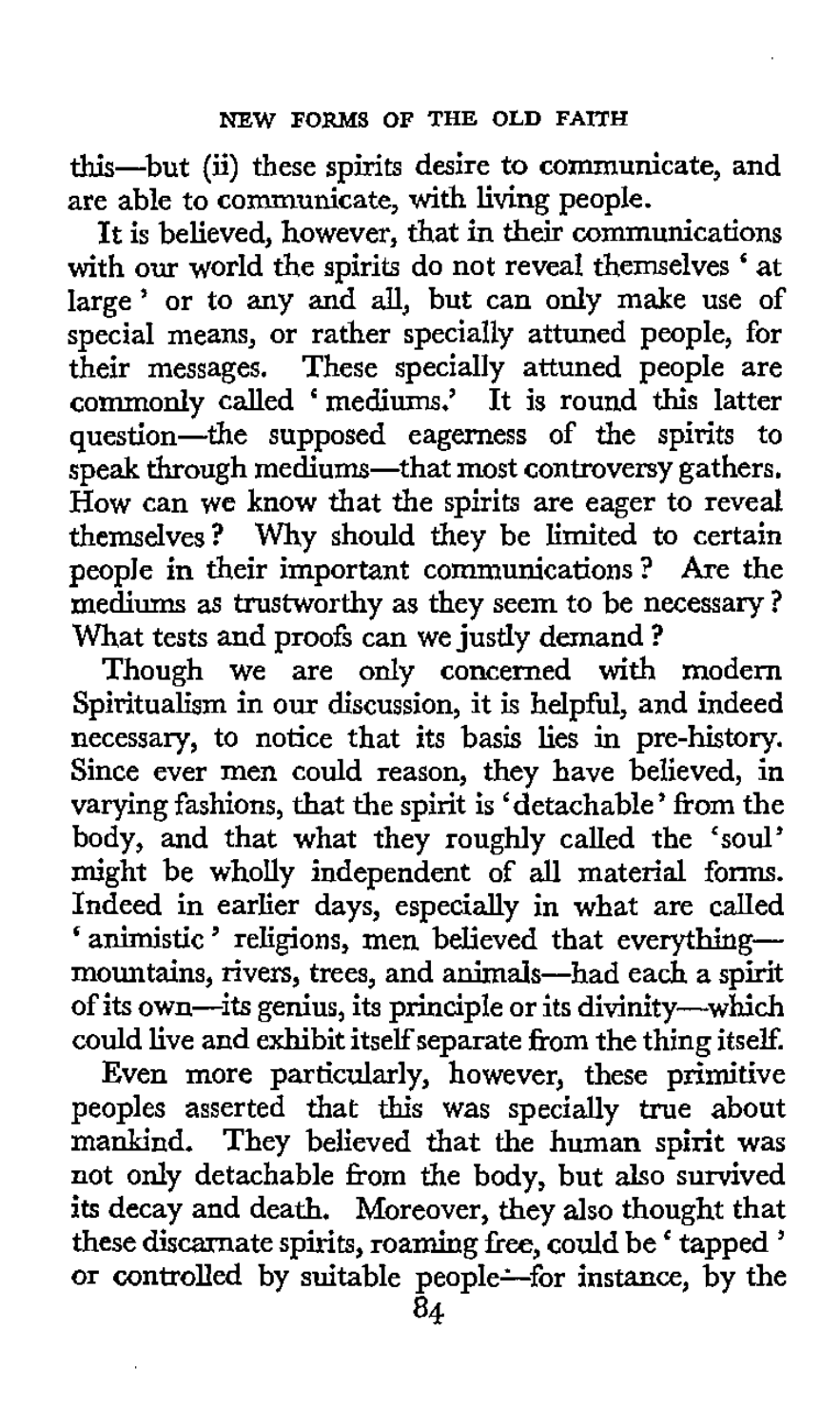this—but (ii) these spirits desire to communicate, and are able to communicate, with living people.

It is believed, however, that in their communications with our world the spirits do not reveal themselves 'at large' or to any and all, but can only make use of special means, or rather specially attuned people, for their messages. These specially attuned people are commonly called 'mediums.' It is round this latter question—the supposed eagerness of the spirits to speak through mediums—that most controversy gathers. How can we know that the spirits are eager to reveal themselves? Why should they be limited to certain people in their important communications? Are the mediums as trustworthy as they seem to be necessary? What tests and proofs can we justly demand?

Though we are only concerned with modern Spiritualism in our discussion, it is helpful, and indeed necessary, to notice that its basis lies in pre-history. Since ever men could reason, they have believed, in varying fashions, that the spirit is 'detachable' from the body, and that what they roughly called the 'soul' might be wholly independent of all material forms. Indeed in earlier days, especially in what are called 'animistic' religions, men believed that everything—mountains, rivers, trees, and animals—had each a spirit of its own—its genius, its principle or its divinity—which could live and exhibit itself separate from the thing itself.

Even more particularly, however, these primitive peoples asserted that this was specially true about mankind. They believed that the human spirit was not only detachable from the body, but also survived its decay and death. Moreover, they also thought that these discarnate spirits, roaming free, could be 'tapped' or controlled by suitable people—for instance, by the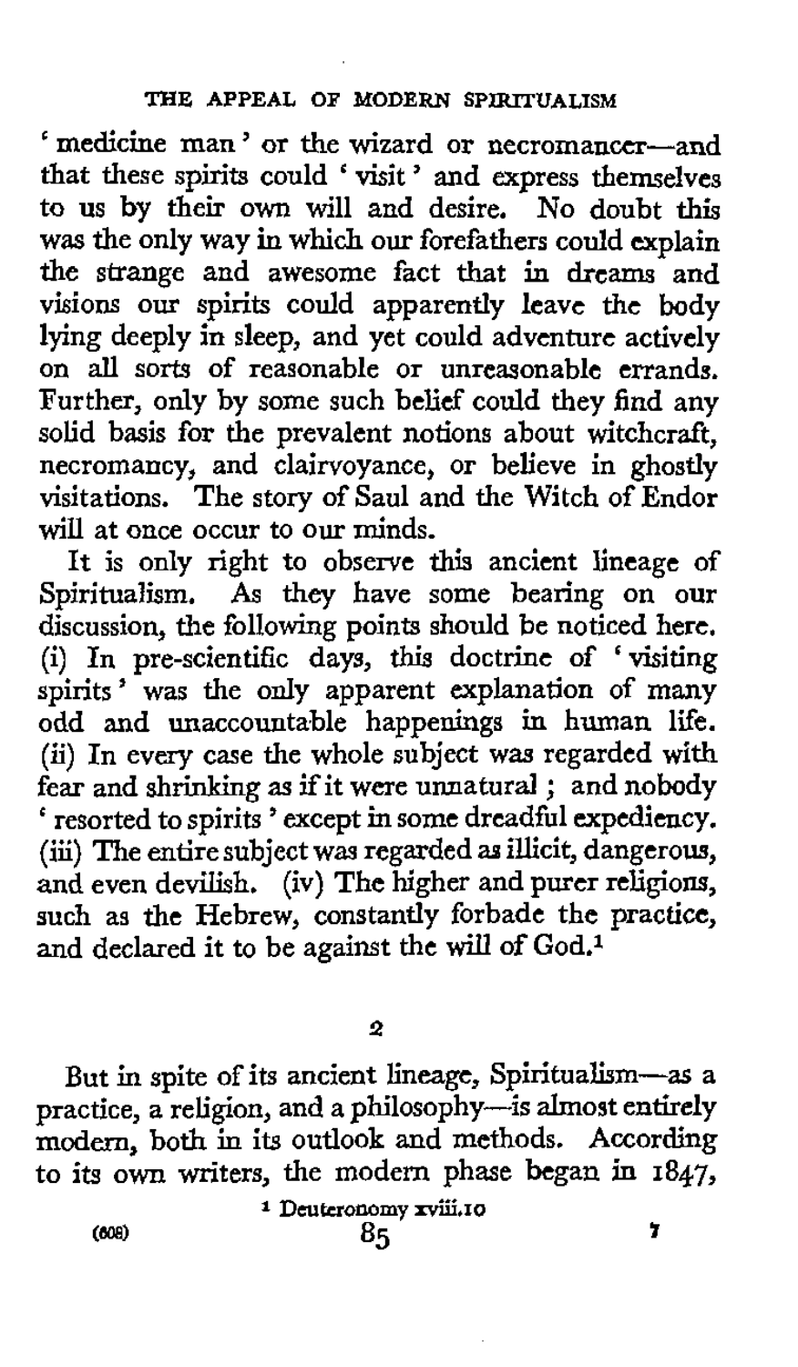'medicine man' or the wizard or necromancer—and that these spirits could 'visit' and express themselves to us by their own will and desire. No doubt this was the only way in which our forefathers could explain the strange and awesome fact that in dreams and visions our spirits could apparently leave the body lying deeply in sleep, and yet could adventure actively on all sorts of reasonable or unreasonable errands. Further, only by some such belief could they find any solid basis for the prevalent notions about witchcraft, necromancy, and clairvoyance, or believe in ghostly visitations. The story of Saul and the Witch of Endor will at once occur to our minds.

It is only right to observe this ancient lineage of Spiritualism. As they have some bearing on our discussion, the following points should be noticed here. (i) In pre-scientific days, this doctrine of 'visiting spirits' was the only apparent explanation of many odd and unaccountable happenings in human life. (ii) In every case the whole subject was regarded with fear and shrinking as if it were unnatural; and nobody 'resorted to spirits' except in some dreadful expediency. (iii) The entire subject was regarded as illicit, dangerous, and even devilish. (iv) The higher and purer religions, such as the Hebrew, constantly forbade the practice, and declared it to be against the will of God.[1]

## 2

But in spite of its ancient lineage, Spiritualism—as a practice, a religion, and a philosophy—is almost entirely modern, both in its outlook and methods. According to its own writers, the modern phase began in 1847,

[1] Deuteronomy xviii.10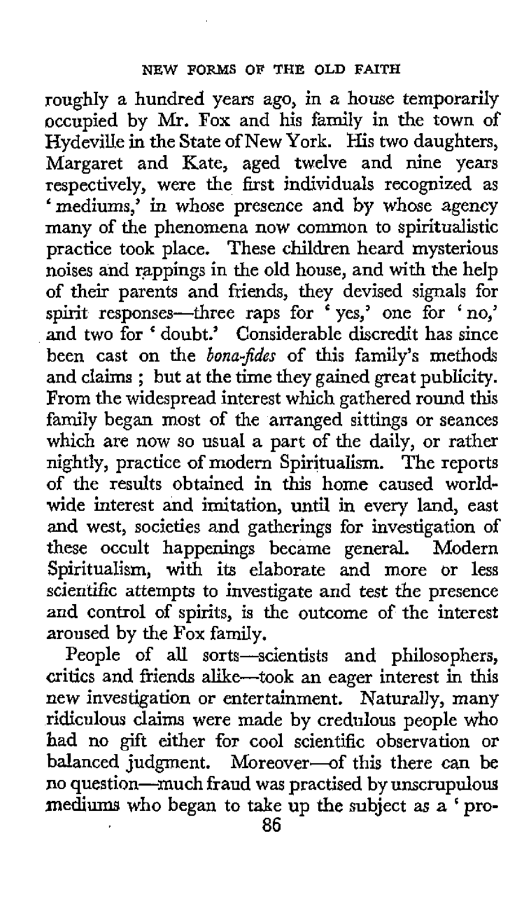roughly a hundred years ago, in a house temporarily occupied by Mr. Fox and his family in the town of Hydeville in the State of New York. His two daughters, Margaret and Kate, aged twelve and nine years respectively, were the first individuals recognized as 'mediums,' in whose presence and by whose agency many of the phenomena now common to spiritualistic practice took place. These children heard mysterious noises and rappings in the old house, and with the help of their parents and friends, they devised signals for spirit responses—three raps for 'yes,' one for 'no,' and two for 'doubt.' Considerable discredit has since been cast on the *bona-fides* of this family's methods and claims ; but at the time they gained great publicity. From the widespread interest which gathered round this family began most of the arranged sittings or seances which are now so usual a part of the daily, or rather nightly, practice of modern Spiritualism. The reports of the results obtained in this home caused world-wide interest and imitation, until in every land, east and west, societies and gatherings for investigation of these occult happenings became general. Modern Spiritualism, with its elaborate and more or less scientific attempts to investigate and test the presence and control of spirits, is the outcome of the interest aroused by the Fox family.

People of all sorts—scientists and philosophers, critics and friends alike—took an eager interest in this new investigation or entertainment. Naturally, many ridiculous claims were made by credulous people who had no gift either for cool scientific observation or balanced judgment. Moreover—of this there can be no question—much fraud was practised by unscrupulous mediums who began to take up the subject as a 'pro-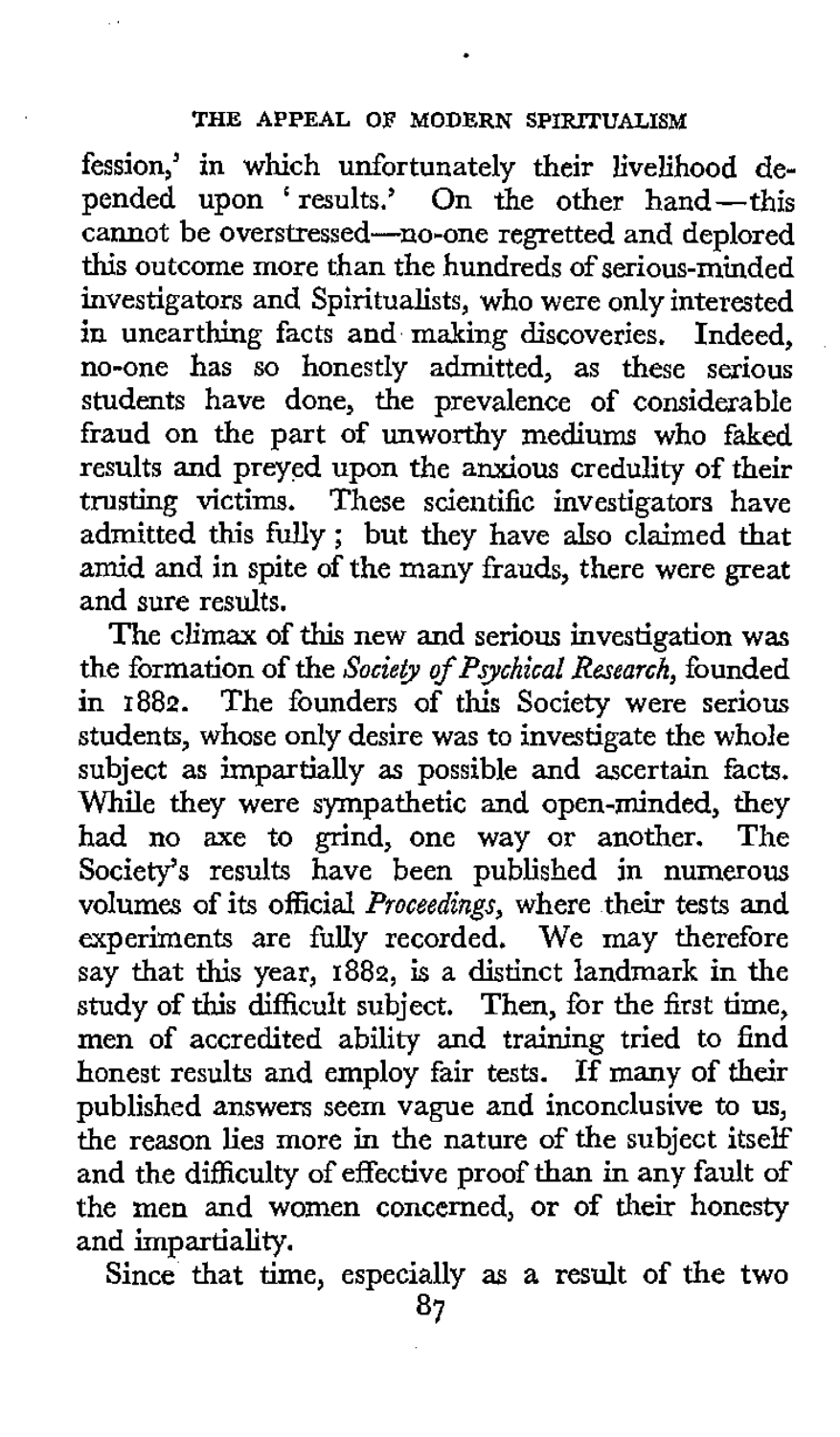fession,' in which unfortunately their livelihood depended upon 'results.' On the other hand—this cannot be overstressed—no-one regretted and deplored this outcome more than the hundreds of serious-minded investigators and Spiritualists, who were only interested in unearthing facts and making discoveries. Indeed, no-one has so honestly admitted, as these serious students have done, the prevalence of considerable fraud on the part of unworthy mediums who faked results and preyed upon the anxious credulity of their trusting victims. These scientific investigators have admitted this fully; but they have also claimed that amid and in spite of the many frauds, there were great and sure results.

The climax of this new and serious investigation was the formation of the *Society of Psychical Research*, founded in 1882. The founders of this Society were serious students, whose only desire was to investigate the whole subject as impartially as possible and ascertain facts. While they were sympathetic and open-minded, they had no axe to grind, one way or another. The Society's results have been published in numerous volumes of its official *Proceedings*, where their tests and experiments are fully recorded. We may therefore say that this year, 1882, is a distinct landmark in the study of this difficult subject. Then, for the first time, men of accredited ability and training tried to find honest results and employ fair tests. If many of their published answers seem vague and inconclusive to us, the reason lies more in the nature of the subject itself and the difficulty of effective proof than in any fault of the men and women concerned, or of their honesty and impartiality.

Since that time, especially as a result of the two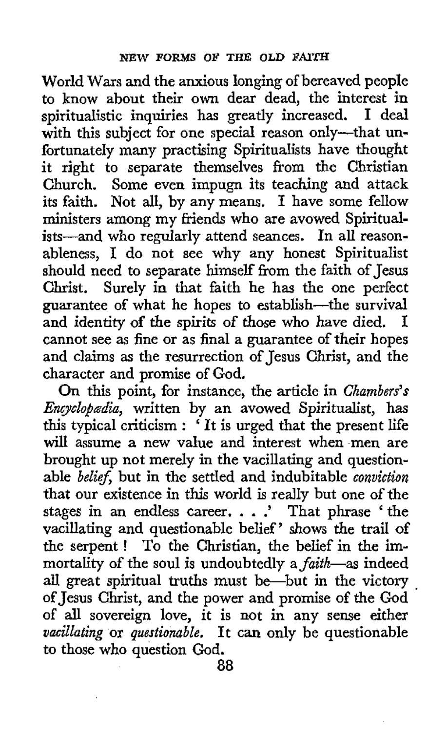World Wars and the anxious longing of bereaved people to know about their own dear dead, the interest in spiritualistic inquiries has greatly increased. I deal with this subject for one special reason only—that unfortunately many practising Spiritualists have thought it right to separate themselves from the Christian Church. Some even impugn its teaching and attack its faith. Not all, by any means. I have some fellow ministers among my friends who are avowed Spiritualists—and who regularly attend seances. In all reasonableness, I do not see why any honest Spiritualist should need to separate himself from the faith of Jesus Christ. Surely in that faith he has the one perfect guarantee of what he hopes to establish—the survival and identity of the spirits of those who have died. I cannot see as fine or as final a guarantee of their hopes and claims as the resurrection of Jesus Christ, and the character and promise of God.

On this point, for instance, the article in *Chambers's Encyclopædia*, written by an avowed Spiritualist, has this typical criticism: 'It is urged that the present life will assume a new value and interest when men are brought up not merely in the vacillating and questionable *belief*, but in the settled and indubitable *conviction* that our existence in this world is really but one of the stages in an endless career. . . .' That phrase 'the vacillating and questionable belief' shows the trail of the serpent! To the Christian, the belief in the immortality of the soul is undoubtedly a *faith*—as indeed all great spiritual truths must be—but in the victory of Jesus Christ, and the power and promise of the God of all sovereign love, it is not in any sense either *vacillating* or *questionable*. It can only be questionable to those who question God.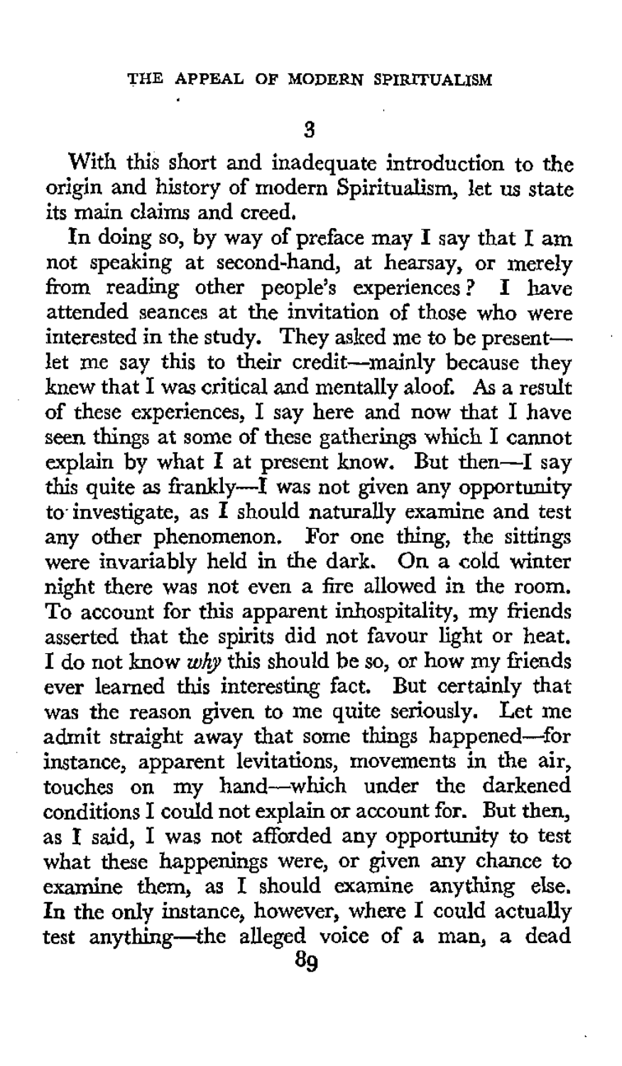## 3

With this short and inadequate introduction to the origin and history of modern Spiritualism, let us state its main claims and creed.

In doing so, by way of preface may I say that I am not speaking at second-hand, at hearsay, or merely from reading other people's experiences? I have attended seances at the invitation of those who were interested in the study. They asked me to be present—let me say this to their credit—mainly because they knew that I was critical and mentally aloof. As a result of these experiences, I say here and now that I have seen things at some of these gatherings which I cannot explain by what I at present know. But then—I say this quite as frankly—I was not given any opportunity to investigate, as I should naturally examine and test any other phenomenon. For one thing, the sittings were invariably held in the dark. On a cold winter night there was not even a fire allowed in the room. To account for this apparent inhospitality, my friends asserted that the spirits did not favour light or heat. I do not know *why* this should be so, or how my friends ever learned this interesting fact. But certainly that was the reason given to me quite seriously. Let me admit straight away that some things happened—for instance, apparent levitations, movements in the air, touches on my hand—which under the darkened conditions I could not explain or account for. But then, as I said, I was not afforded any opportunity to test what these happenings were, or given any chance to examine them, as I should examine anything else. In the only instance, however, where I could actually test anything—the alleged voice of a man, a dead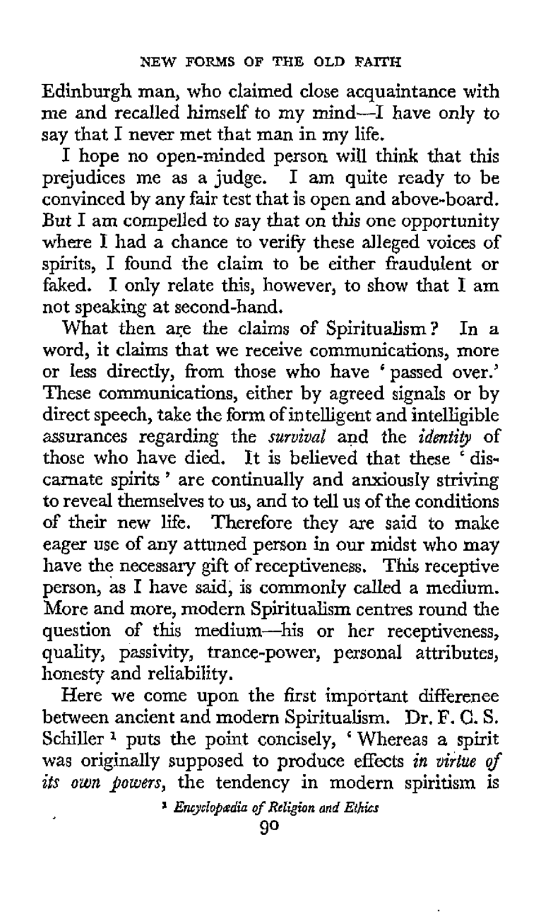Edinburgh man, who claimed close acquaintance with me and recalled himself to my mind—I have only to say that I never met that man in my life.

I hope no open-minded person will think that this prejudices me as a judge. I am quite ready to be convinced by any fair test that is open and above-board. But I am compelled to say that on this one opportunity where I had a chance to verify these alleged voices of spirits, I found the claim to be either fraudulent or faked. I only relate this, however, to show that I am not speaking at second-hand.

What then are the claims of Spiritualism? In a word, it claims that we receive communications, more or less directly, from those who have 'passed over.' These communications, either by agreed signals or by direct speech, take the form of intelligent and intelligible assurances regarding the *survival* and the *identity* of those who have died. It is believed that these 'discarnate spirits' are continually and anxiously striving to reveal themselves to us, and to tell us of the conditions of their new life. Therefore they are said to make eager use of any attuned person in our midst who may have the necessary gift of receptiveness. This receptive person, as I have said, is commonly called a medium. More and more, modern Spiritualism centres round the question of this medium—his or her receptiveness, quality, passivity, trance-power, personal attributes, honesty and reliability.

Here we come upon the first important difference between ancient and modern Spiritualism. Dr. F. C. S. Schiller [1] puts the point concisely, 'Whereas a spirit was originally supposed to produce effects *in virtue of its own powers*, the tendency in modern spiritism is

[1] *Encyclopædia of Religion and Ethics*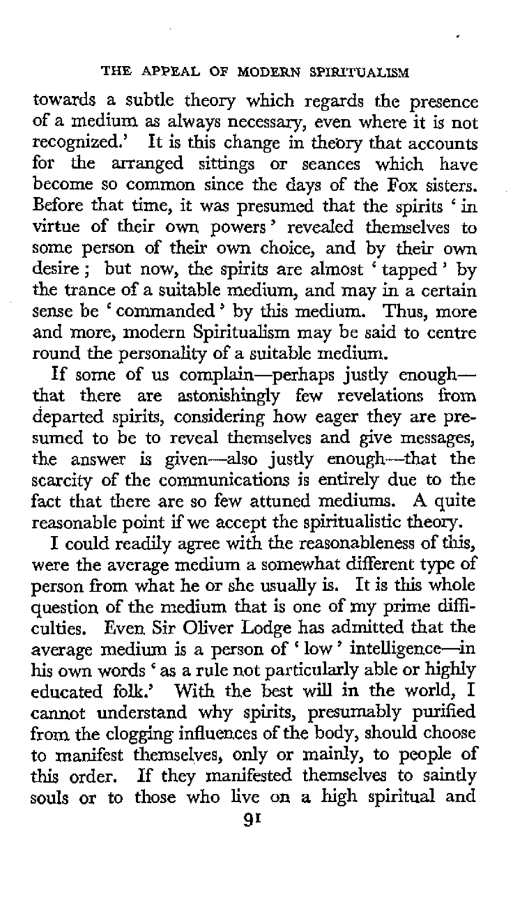towards a subtle theory which regards the presence of a medium as always necessary, even where it is not recognized.' It is this change in theory that accounts for the arranged sittings or seances which have become so common since the days of the Fox sisters. Before that time, it was presumed that the spirits 'in virtue of their own powers' revealed themselves to some person of their own choice, and by their own desire; but now, the spirits are almost 'tapped' by the trance of a suitable medium, and may in a certain sense be 'commanded' by this medium. Thus, more and more, modern Spiritualism may be said to centre round the personality of a suitable medium.

If some of us complain—perhaps justly enough—that there are astonishingly few revelations from departed spirits, considering how eager they are presumed to be to reveal themselves and give messages, the answer is given—also justly enough—that the scarcity of the communications is entirely due to the fact that there are so few attuned mediums. A quite reasonable point if we accept the spiritualistic theory.

I could readily agree with the reasonableness of this, were the average medium a somewhat different type of person from what he or she usually is. It is this whole question of the medium that is one of my prime difficulties. Even Sir Oliver Lodge has admitted that the average medium is a person of 'low' intelligence—in his own words 'as a rule not particularly able or highly educated folk.' With the best will in the world, I cannot understand why spirits, presumably purified from the clogging influences of the body, should choose to manifest themselves, only or mainly, to people of this order. If they manifested themselves to saintly souls or to those who live on a high spiritual and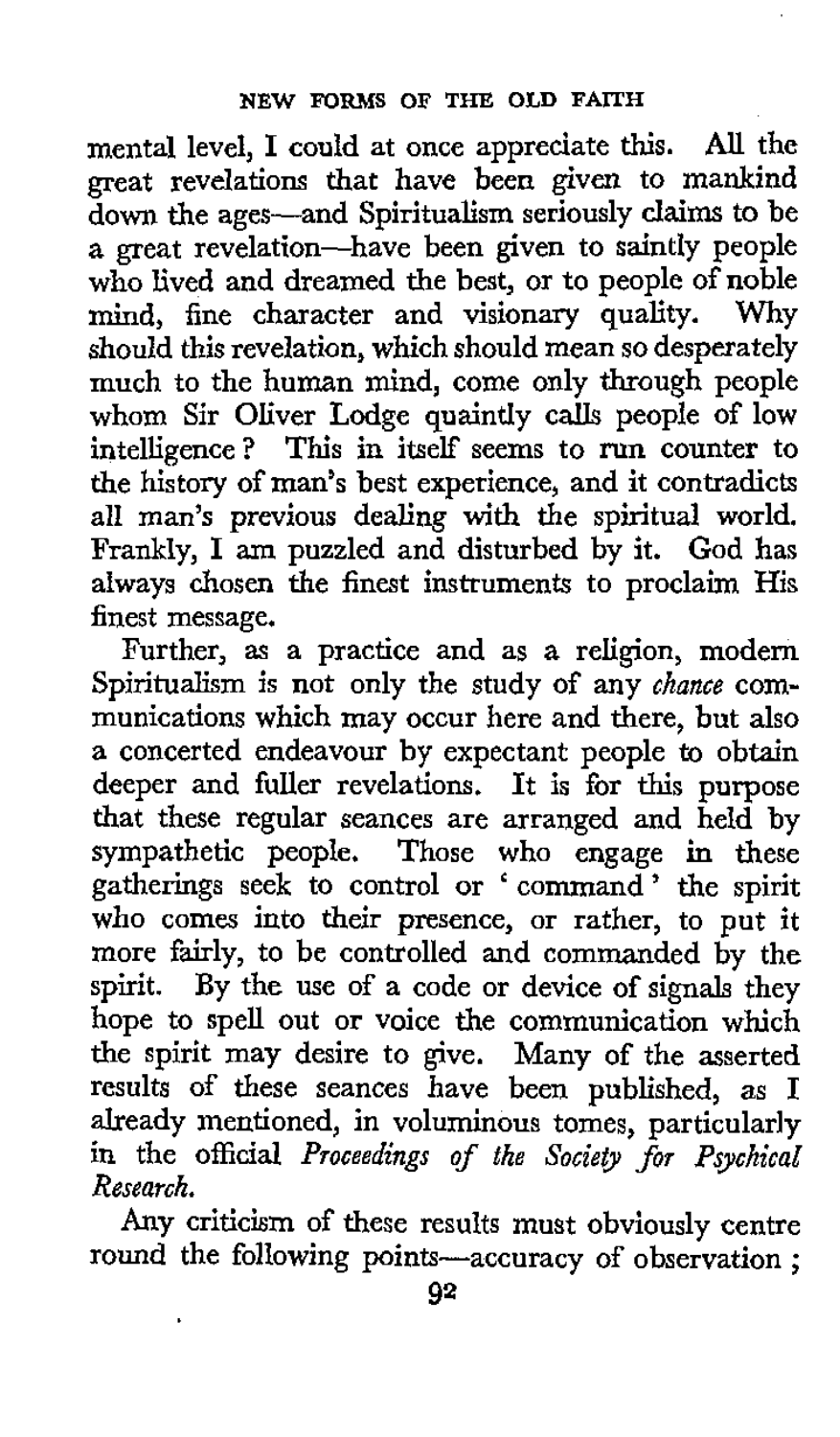mental level, I could at once appreciate this. All the great revelations that have been given to mankind down the ages—and Spiritualism seriously claims to be a great revelation—have been given to saintly people who lived and dreamed the best, or to people of noble mind, fine character and visionary quality. Why should this revelation, which should mean so desperately much to the human mind, come only through people whom Sir Oliver Lodge quaintly calls people of low intelligence? This in itself seems to run counter to the history of man's best experience, and it contradicts all man's previous dealing with the spiritual world. Frankly, I am puzzled and disturbed by it. God has always chosen the finest instruments to proclaim His finest message.

Further, as a practice and as a religion, modern Spiritualism is not only the study of any *chance* communications which may occur here and there, but also a concerted endeavour by expectant people to obtain deeper and fuller revelations. It is for this purpose that these regular seances are arranged and held by sympathetic people. Those who engage in these gatherings seek to control or 'command' the spirit who comes into their presence, or rather, to put it more fairly, to be controlled and commanded by the spirit. By the use of a code or device of signals they hope to spell out or voice the communication which the spirit may desire to give. Many of the asserted results of these seances have been published, as I already mentioned, in voluminous tomes, particularly in the official *Proceedings of the Society for Psychical Research.*

Any criticism of these results must obviously centre round the following points—accuracy of observation;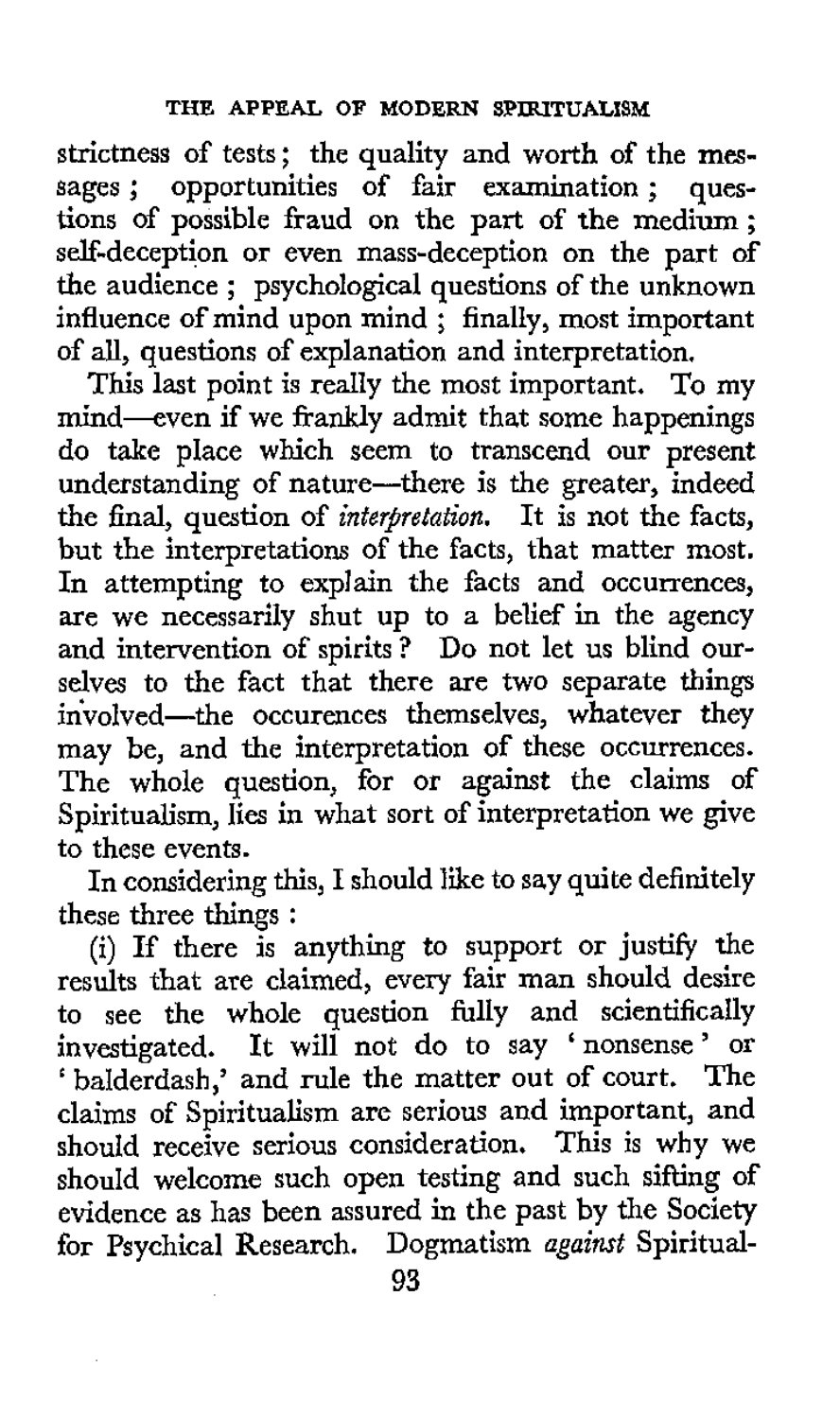strictness of tests; the quality and worth of the messages; opportunities of fair examination; questions of possible fraud on the part of the medium; self-deception or even mass-deception on the part of the audience; psychological questions of the unknown influence of mind upon mind; finally, most important of all, questions of explanation and interpretation.

This last point is really the most important. To my mind—even if we frankly admit that some happenings do take place which seem to transcend our present understanding of nature—there is the greater, indeed the final, question of *interpretation.* It is not the facts, but the interpretations of the facts, that matter most. In attempting to explain the facts and occurrences, are we necessarily shut up to a belief in the agency and intervention of spirits? Do not let us blind ourselves to the fact that there are two separate things involved—the occurences themselves, whatever they may be, and the interpretation of these occurrences. The whole question, for or against the claims of Spiritualism, lies in what sort of interpretation we give to these events.

In considering this, I should like to say quite definitely these three things:

(i) If there is anything to support or justify the results that are claimed, every fair man should desire to see the whole question fully and scientifically investigated. It will not do to say 'nonsense' or 'balderdash,' and rule the matter out of court. The claims of Spiritualism are serious and important, and should receive serious consideration. This is why we should welcome such open testing and such sifting of evidence as has been assured in the past by the Society for Psychical Research. Dogmatism *against* Spiritual-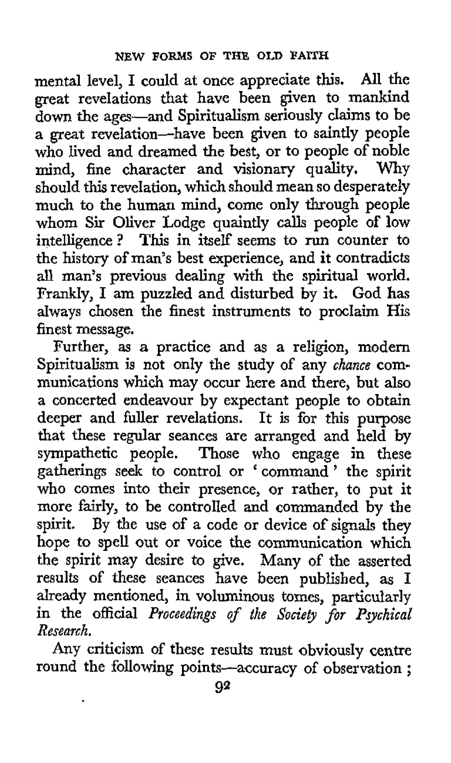mental level, I could at once appreciate this. All the great revelations that have been given to mankind down the ages—and Spiritualism seriously claims to be a great revelation—have been given to saintly people who lived and dreamed the best, or to people of noble mind, fine character and visionary quality. Why should this revelation, which should mean so desperately much to the human mind, come only through people whom Sir Oliver Lodge quaintly calls people of low intelligence? This in itself seems to run counter to the history of man's best experience, and it contradicts all man's previous dealing with the spiritual world. Frankly, I am puzzled and disturbed by it. God has always chosen the finest instruments to proclaim His finest message.

Further, as a practice and as a religion, modern Spiritualism is not only the study of any *chance* communications which may occur here and there, but also a concerted endeavour by expectant people to obtain deeper and fuller revelations. It is for this purpose that these regular seances are arranged and held by sympathetic people. Those who engage in these gatherings seek to control or 'command' the spirit who comes into their presence, or rather, to put it more fairly, to be controlled and commanded by the spirit. By the use of a code or device of signals they hope to spell out or voice the communication which the spirit may desire to give. Many of the asserted results of these seances have been published, as I already mentioned, in voluminous tomes, particularly in the official *Proceedings of the Society for Psychical Research.*

Any criticism of these results must obviously centre round the following points—accuracy of observation;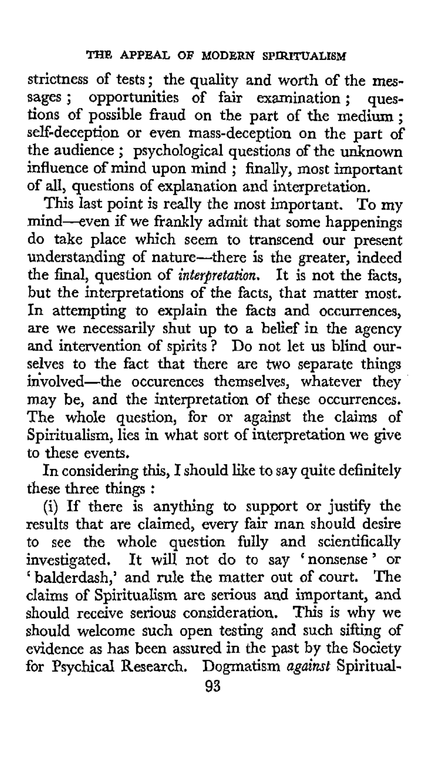strictness of tests; the quality and worth of the messages; opportunities of fair examination; questions of possible fraud on the part of the medium; self-deception or even mass-deception on the part of the audience; psychological questions of the unknown influence of mind upon mind; finally, most important of all, questions of explanation and interpretation.

This last point is really the most important. To my mind—even if we frankly admit that some happenings do take place which seem to transcend our present understanding of nature—there is the greater, indeed the final, question of *interpretation*. It is not the facts, but the interpretations of the facts, that matter most. In attempting to explain the facts and occurrences, are we necessarily shut up to a belief in the agency and intervention of spirits? Do not let us blind ourselves to the fact that there are two separate things involved—the occurences themselves, whatever they may be, and the interpretation of these occurrences. The whole question, for or against the claims of Spiritualism, lies in what sort of interpretation we give to these events.

In considering this, I should like to say quite definitely these three things:

(i) If there is anything to support or justify the results that are claimed, every fair man should desire to see the whole question fully and scientifically investigated. It will not do to say 'nonsense' or 'balderdash,' and rule the matter out of court. The claims of Spiritualism are serious and important, and should receive serious consideration. This is why we should welcome such open testing and such sifting of evidence as has been assured in the past by the Society for Psychical Research. Dogmatism *against* Spiritual-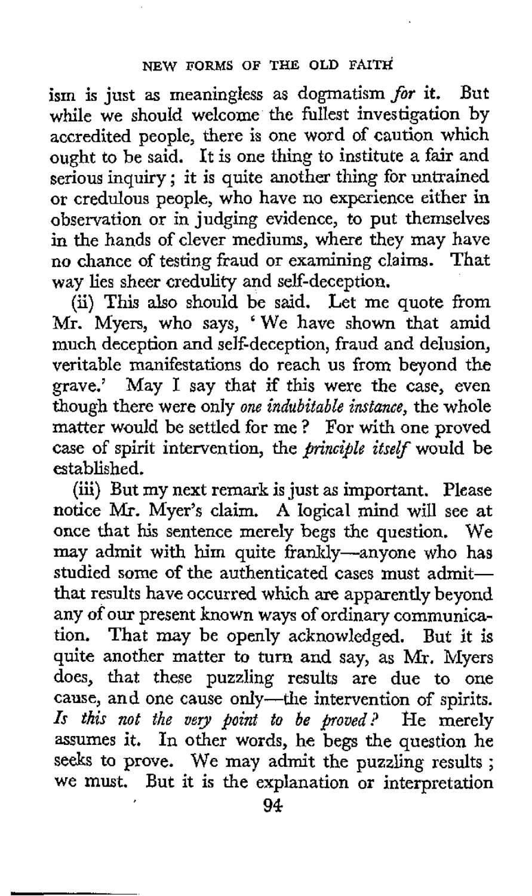ism is just as meaningless as dogmatism *for* it. But while we should welcome the fullest investigation by accredited people, there is one word of caution which ought to be said. It is one thing to institute a fair and serious inquiry; it is quite another thing for untrained or credulous people, who have no experience either in observation or in judging evidence, to put themselves in the hands of clever mediums, where they may have no chance of testing fraud or examining claims. That way lies sheer credulity and self-deception.

(ii) This also should be said. Let me quote from Mr. Myers, who says, 'We have shown that amid much deception and self-deception, fraud and delusion, veritable manifestations do reach us from beyond the grave.' May I say that if this were the case, even though there were only *one indubitable instance*, the whole matter would be settled for me? For with one proved case of spirit intervention, the *principle itself* would be established.

(iii) But my next remark is just as important. Please notice Mr. Myer's claim. A logical mind will see at once that his sentence merely begs the question. We may admit with him quite frankly—anyone who has studied some of the authenticated cases must admit—that results have occurred which are apparently beyond any of our present known ways of ordinary communication. That may be openly acknowledged. But it is quite another matter to turn and say, as Mr. Myers does, that these puzzling results are due to one cause, and one cause only—the intervention of spirits. *Is this not the very point to be proved?* He merely assumes it. In other words, he begs the question he seeks to prove. We may admit the puzzling results; we must. But it is the explanation or interpretation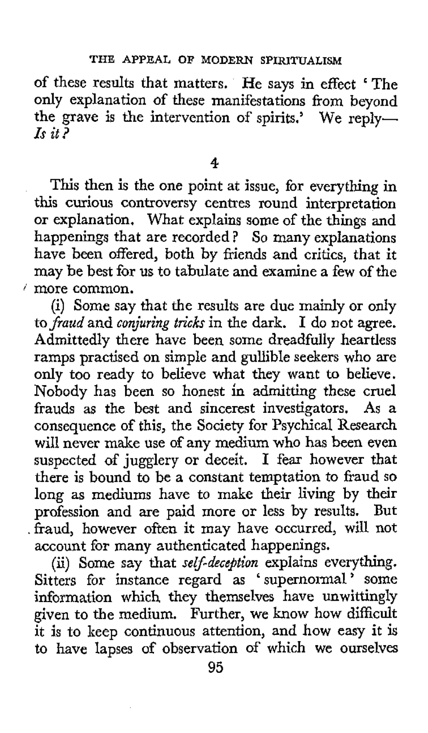of these results that matters. He says in effect 'The only explanation of these manifestations from beyond the grave is the intervention of spirits.' We reply—*Is it?*

## 4

This then is the one point at issue, for everything in this curious controversy centres round interpretation or explanation. What explains some of the things and happenings that are recorded? So many explanations have been offered, both by friends and critics, that it may be best for us to tabulate and examine a few of the more common.

(i) Some say that the results are due mainly or only to *fraud* and *conjuring tricks* in the dark. I do not agree. Admittedly there have been some dreadfully heartless ramps practised on simple and gullible seekers who are only too ready to believe what they want to believe. Nobody has been so honest in admitting these cruel frauds as the best and sincerest investigators. As a consequence of this, the Society for Psychical Research will never make use of any medium who has been even suspected of jugglery or deceit. I fear however that there is bound to be a constant temptation to fraud so long as mediums have to make their living by their profession and are paid more or less by results. But fraud, however often it may have occurred, will not account for many authenticated happenings.

(ii) Some say that *self-deception* explains everything. Sitters for instance regard as 'supernormal' some information which they themselves have unwittingly given to the medium. Further, we know how difficult it is to keep continuous attention, and how easy it is to have lapses of observation of which we ourselves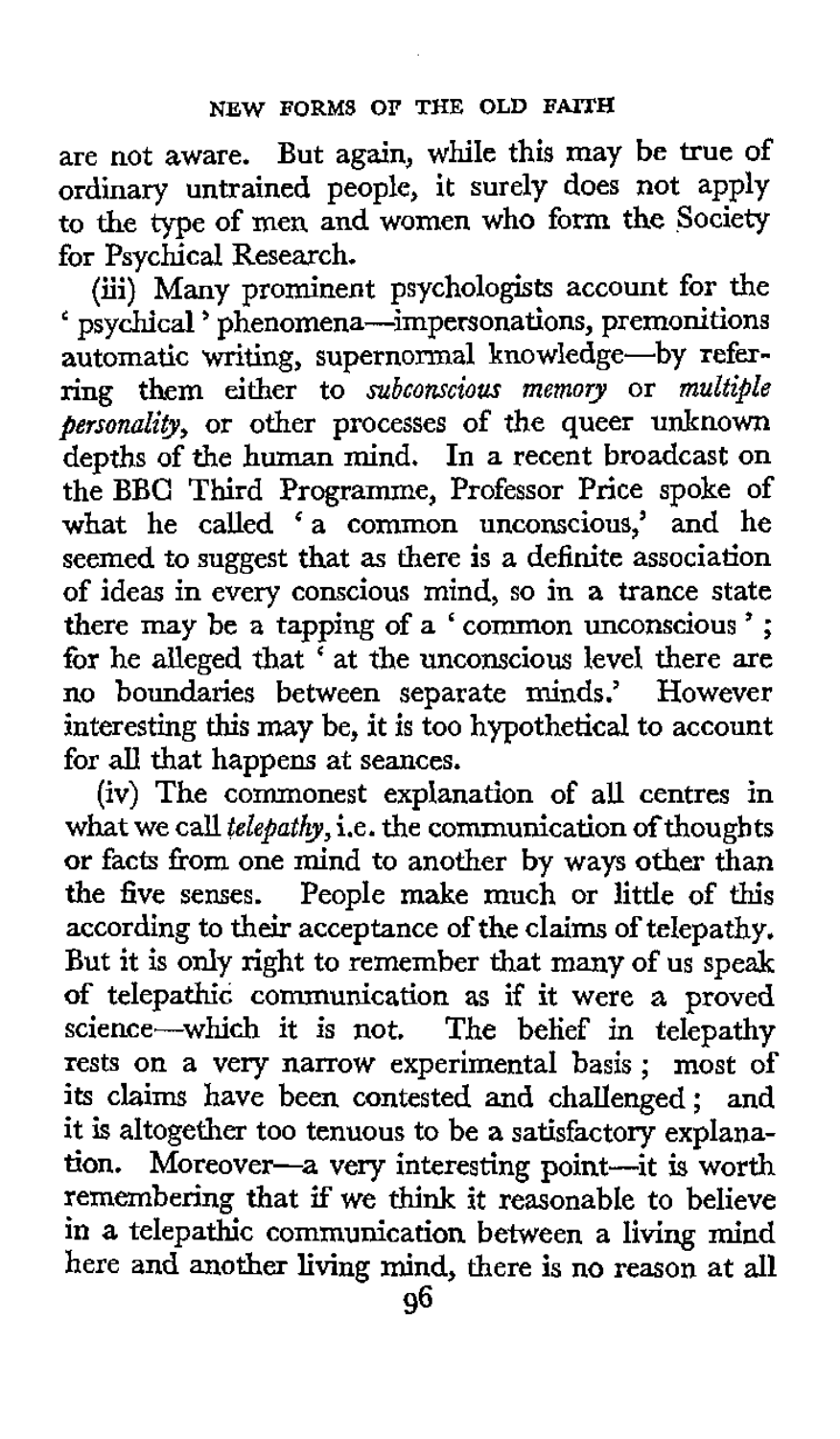are not aware. But again, while this may be true of ordinary untrained people, it surely does not apply to the type of men and women who form the Society for Psychical Research.

(iii) Many prominent psychologists account for the 'psychical' phenomena—impersonations, premonitions automatic writing, supernormal knowledge—by referring them either to *subconscious memory* or *multiple personality*, or other processes of the queer unknown depths of the human mind. In a recent broadcast on the BBC Third Programme, Professor Price spoke of what he called 'a common unconscious,' and he seemed to suggest that as there is a definite association of ideas in every conscious mind, so in a trance state there may be a tapping of a 'common unconscious'; for he alleged that 'at the unconscious level there are no boundaries between separate minds.' However interesting this may be, it is too hypothetical to account for all that happens at seances.

(iv) The commonest explanation of all centres in what we call *telepathy*, i.e. the communication of thoughts or facts from one mind to another by ways other than the five senses. People make much or little of this according to their acceptance of the claims of telepathy. But it is only right to remember that many of us speak of telepathic communication as if it were a proved science—which it is not. The belief in telepathy rests on a very narrow experimental basis; most of its claims have been contested and challenged; and it is altogether too tenuous to be a satisfactory explanation. Moreover—a very interesting point—it is worth remembering that if we think it reasonable to believe in a telepathic communication between a living mind here and another living mind, there is no reason at all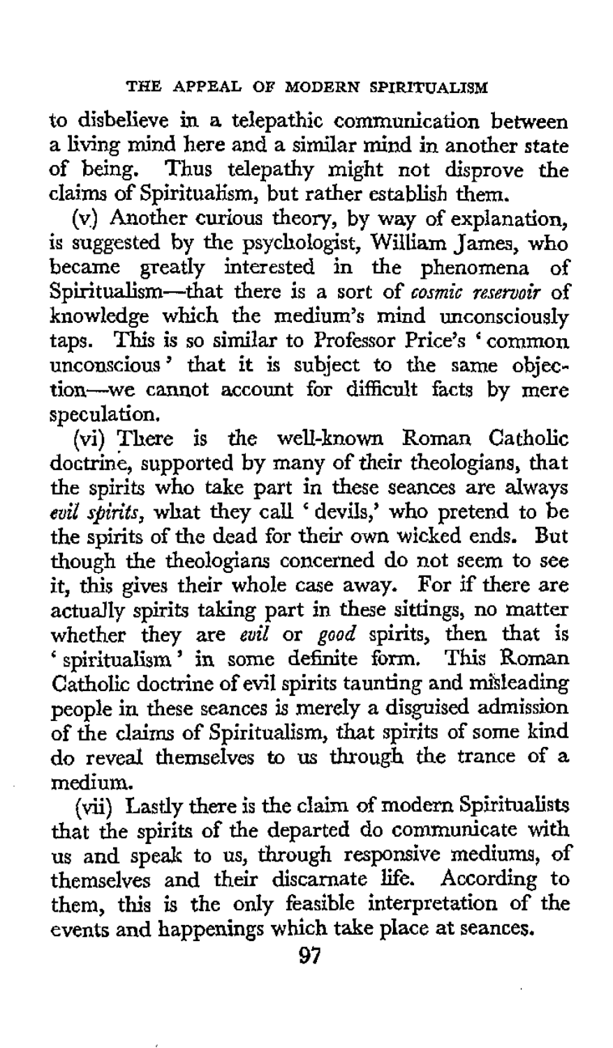to disbelieve in a telepathic communication between a living mind here and a similar mind in another state of being. Thus telepathy might not disprove the claims of Spiritualism, but rather establish them.

(v) Another curious theory, by way of explanation, is suggested by the psychologist, William James, who became greatly interested in the phenomena of Spiritualism—that there is a sort of *cosmic reservoir* of knowledge which the medium's mind unconsciously taps. This is so similar to Professor Price's 'common unconscious' that it is subject to the same objection—we cannot account for difficult facts by mere speculation.

(vi) There is the well-known Roman Catholic doctrine, supported by many of their theologians, that the spirits who take part in these seances are always *evil spirits*, what they call 'devils,' who pretend to be the spirits of the dead for their own wicked ends. But though the theologians concerned do not seem to see it, this gives their whole case away. For if there are actually spirits taking part in these sittings, no matter whether they are *evil* or *good* spirits, then that is 'spiritualism' in some definite form. This Roman Catholic doctrine of evil spirits taunting and misleading people in these seances is merely a disguised admission of the claims of Spiritualism, that spirits of some kind do reveal themselves to us through the trance of a medium.

(vii) Lastly there is the claim of modern Spiritualists that the spirits of the departed do communicate with us and speak to us, through responsive mediums, of themselves and their discarnate life. According to them, this is the only feasible interpretation of the events and happenings which take place at seances.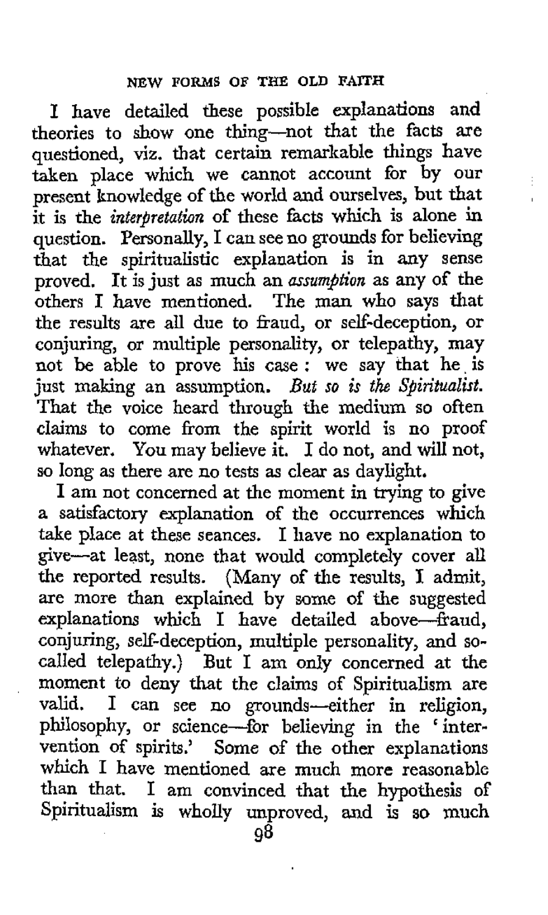I have detailed these possible explanations and theories to show one thing—not that the facts are questioned, viz. that certain remarkable things have taken place which we cannot account for by our present knowledge of the world and ourselves, but that it is the *interpretation* of these facts which is alone in question. Personally, I can see no grounds for believing that the spiritualistic explanation is in any sense proved. It is just as much an *assumption* as any of the others I have mentioned. The man who says that the results are all due to fraud, or self-deception, or conjuring, or multiple personality, or telepathy, may not be able to prove his case: we say that he is just making an assumption. *But so is the Spiritualist.* That the voice heard through the medium so often claims to come from the spirit world is no proof whatever. You may believe it. I do not, and will not, so long as there are no tests as clear as daylight.

I am not concerned at the moment in trying to give a satisfactory explanation of the occurrences which take place at these seances. I have no explanation to give—at least, none that would completely cover all the reported results. (Many of the results, I admit, are more than explained by some of the suggested explanations which I have detailed above—fraud, conjuring, self-deception, multiple personality, and so-called telepathy.) But I am only concerned at the moment to deny that the claims of Spiritualism are valid. I can see no grounds—either in religion, philosophy, or science—for believing in the 'intervention of spirits.' Some of the other explanations which I have mentioned are much more reasonable than that. I am convinced that the hypothesis of Spiritualism is wholly unproved, and is so much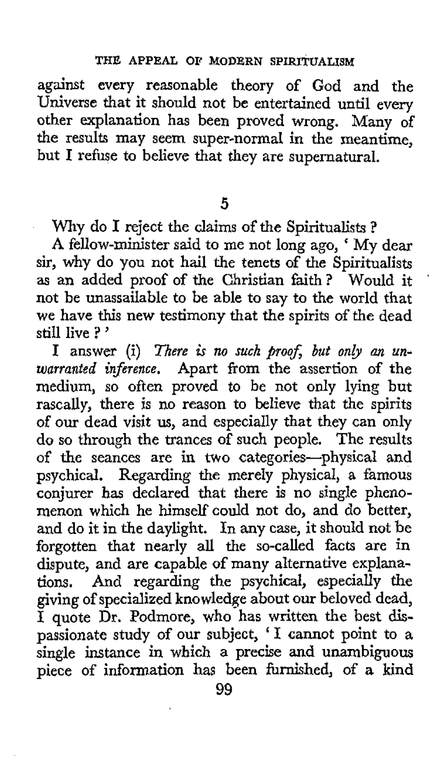against every reasonable theory of God and the Universe that it should not be entertained until every other explanation has been proved wrong. Many of the results may seem super-normal in the meantime, but I refuse to believe that they are supernatural.

## 5

Why do I reject the claims of the Spiritualists?

A fellow-minister said to me not long ago, 'My dear sir, why do you not hail the tenets of the Spiritualists as an added proof of the Christian faith? Would it not be unassailable to be able to say to the world that we have this new testimony that the spirits of the dead still live?'

I answer (i) *There is no such proof, but only an unwarranted inference.* Apart from the assertion of the medium, so often proved to be not only lying but rascally, there is no reason to believe that the spirits of our dead visit us, and especially that they can only do so through the trances of such people. The results of the seances are in two categories—physical and psychical. Regarding the merely physical, a famous conjurer has declared that there is no single phenomenon which he himself could not do, and do better, and do it in the daylight. In any case, it should not be forgotten that nearly all the so-called facts are in dispute, and are capable of many alternative explanations. And regarding the psychical, especially the giving of specialized knowledge about our beloved dead, I quote Dr. Podmore, who has written the best dispassionate study of our subject, 'I cannot point to a single instance in which a precise and unambiguous piece of information has been furnished, of a kind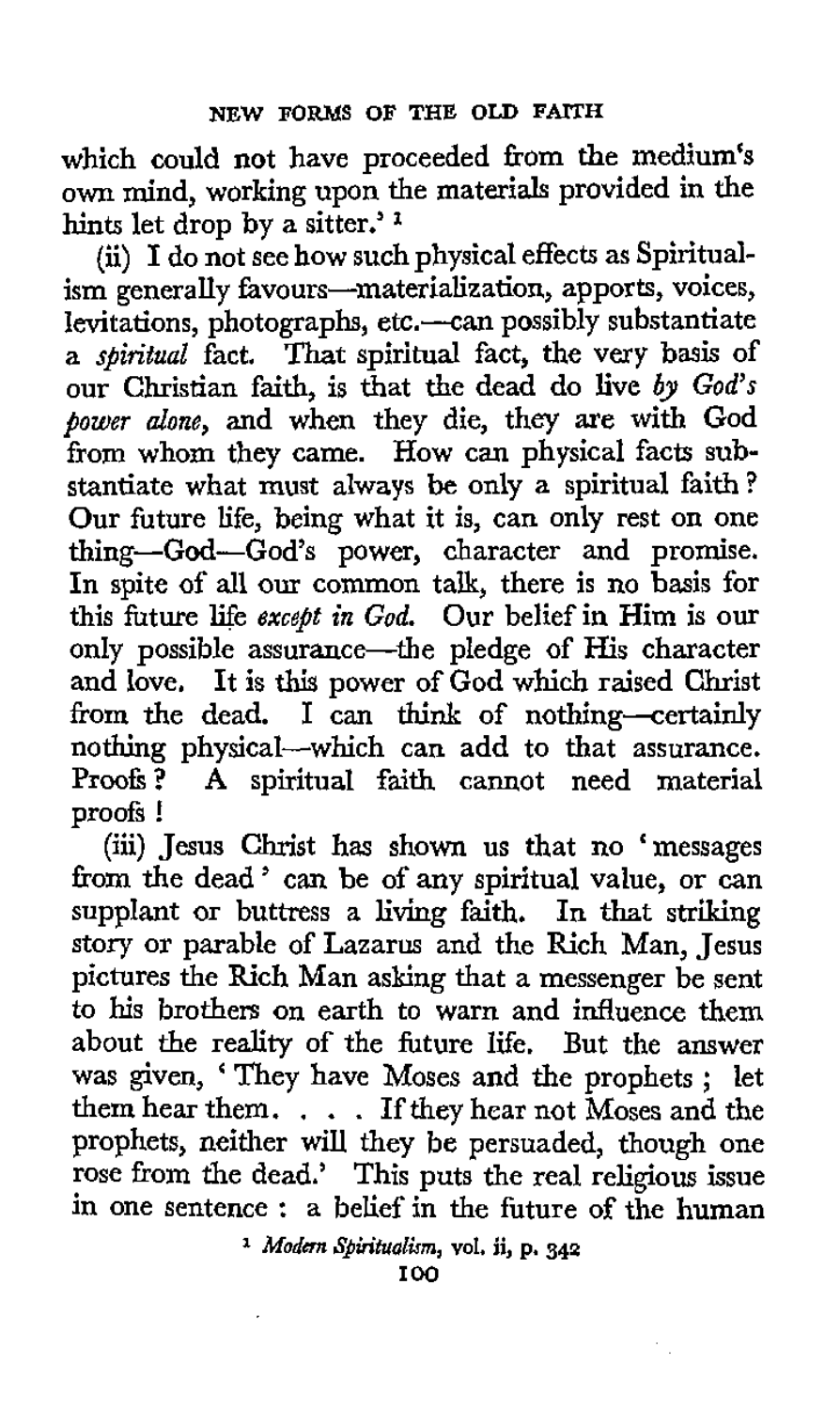which could not have proceeded from the medium's own mind, working upon the materials provided in the hints let drop by a sitter.'[1]

(ii) I do not see how such physical effects as Spiritualism generally favours—materialization, apports, voices, levitations, photographs, etc.—can possibly substantiate a *spiritual* fact. That spiritual fact, the very basis of our Christian faith, is that the dead do live *by God's power alone*, and when they die, they are with God from whom they came. How can physical facts substantiate what must always be only a spiritual faith? Our future life, being what it is, can only rest on one thing—God—God's power, character and promise. In spite of all our common talk, there is no basis for this future life *except in God*. Our belief in Him is our only possible assurance—the pledge of His character and love. It is this power of God which raised Christ from the dead. I can think of nothing—certainly nothing physical—which can add to that assurance. Proofs? A spiritual faith cannot need material proofs!

(iii) Jesus Christ has shown us that no 'messages from the dead' can be of any spiritual value, or can supplant or buttress a living faith. In that striking story or parable of Lazarus and the Rich Man, Jesus pictures the Rich Man asking that a messenger be sent to his brothers on earth to warn and influence them about the reality of the future life. But the answer was given, 'They have Moses and the prophets; let them hear them. . . . If they hear not Moses and the prophets, neither will they be persuaded, though one rose from the dead.' This puts the real religious issue in one sentence: a belief in the future of the human

[1] *Modern Spiritualism*, vol. ii, p. 342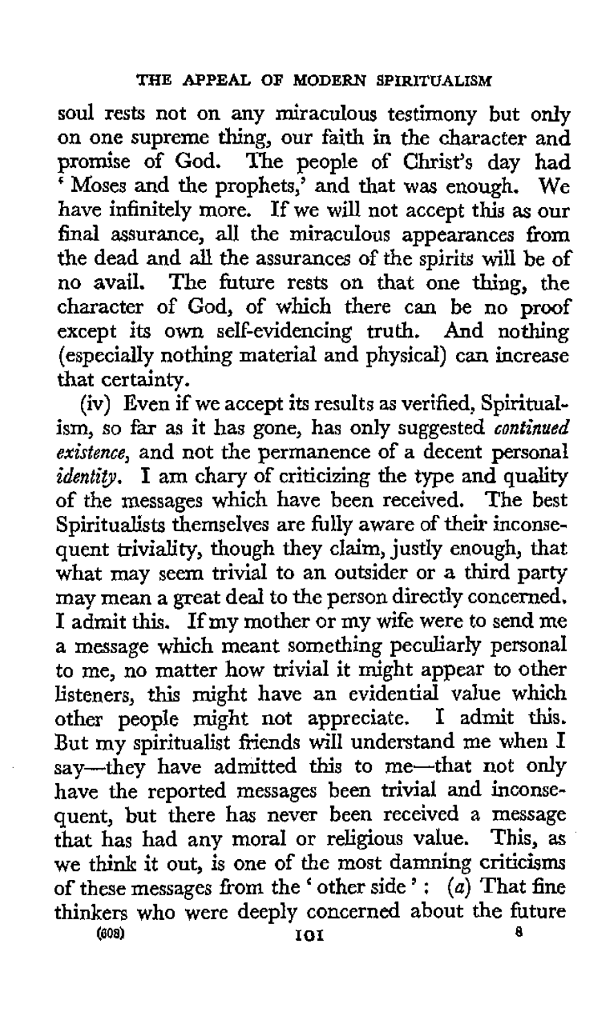soul rests not on any miraculous testimony but only on one supreme thing, our faith in the character and promise of God. The people of Christ's day had 'Moses and the prophets,' and that was enough. We have infinitely more. If we will not accept this as our final assurance, all the miraculous appearances from the dead and all the assurances of the spirits will be of no avail. The future rests on that one thing, the character of God, of which there can be no proof except its own self-evidencing truth. And nothing (especially nothing material and physical) can increase that certainty.

(iv) Even if we accept its results as verified, Spiritualism, so far as it has gone, has only suggested *continued existence*, and not the permanence of a decent personal *identity*. I am chary of criticizing the type and quality of the messages which have been received. The best Spiritualists themselves are fully aware of their inconsequent triviality, though they claim, justly enough, that what may seem trivial to an outsider or a third party may mean a great deal to the person directly concerned. I admit this. If my mother or my wife were to send me a message which meant something peculiarly personal to me, no matter how trivial it might appear to other listeners, this might have an evidential value which other people might not appreciate. I admit this. But my spiritualist friends will understand me when I say—they have admitted this to me—that not only have the reported messages been trivial and inconsequent, but there has never been received a message that has had any moral or religious value. This, as we think it out, is one of the most damning criticisms of these messages from the 'other side': (*a*) That fine thinkers who were deeply concerned about the future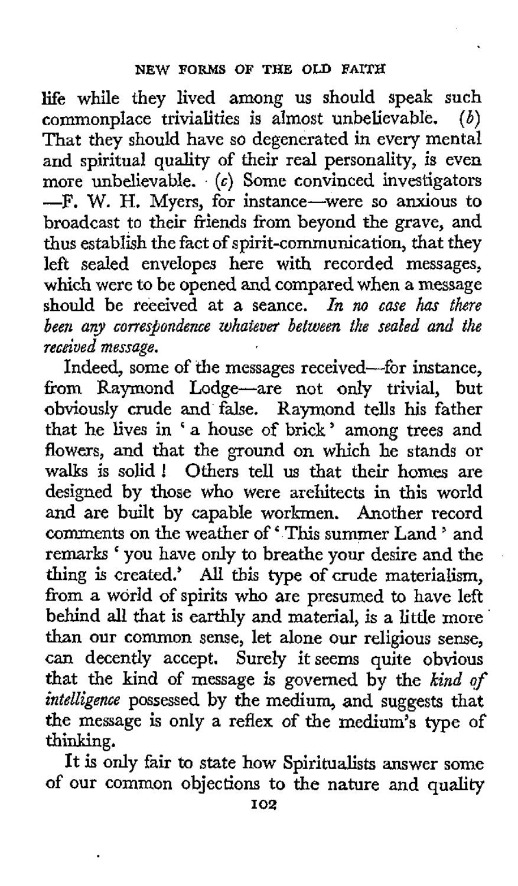life while they lived among us should speak such commonplace trivialities is almost unbelievable. (*b*) That they should have so degenerated in every mental and spiritual quality of their real personality, is even more unbelievable. (*c*) Some convinced investigators —F. W. H. Myers, for instance—were so anxious to broadcast to their friends from beyond the grave, and thus establish the fact of spirit-communication, that they left sealed envelopes here with recorded messages, which were to be opened and compared when a message should be received at a seance. *In no case has there been any correspondence whatever between the sealed and the received message.*

Indeed, some of the messages received—for instance, from Raymond Lodge—are not only trivial, but obviously crude and false. Raymond tells his father that he lives in 'a house of brick' among trees and flowers, and that the ground on which he stands or walks is solid! Others tell us that their homes are designed by those who were architects in this world and are built by capable workmen. Another record comments on the weather of 'This summer Land' and remarks 'you have only to breathe your desire and the thing is created.' All this type of crude materialism, from a world of spirits who are presumed to have left behind all that is earthly and material, is a little more than our common sense, let alone our religious sense, can decently accept. Surely it seems quite obvious that the kind of message is governed by the *kind of intelligence* possessed by the medium, and suggests that the message is only a reflex of the medium's type of thinking.

It is only fair to state how Spiritualists answer some of our common objections to the nature and quality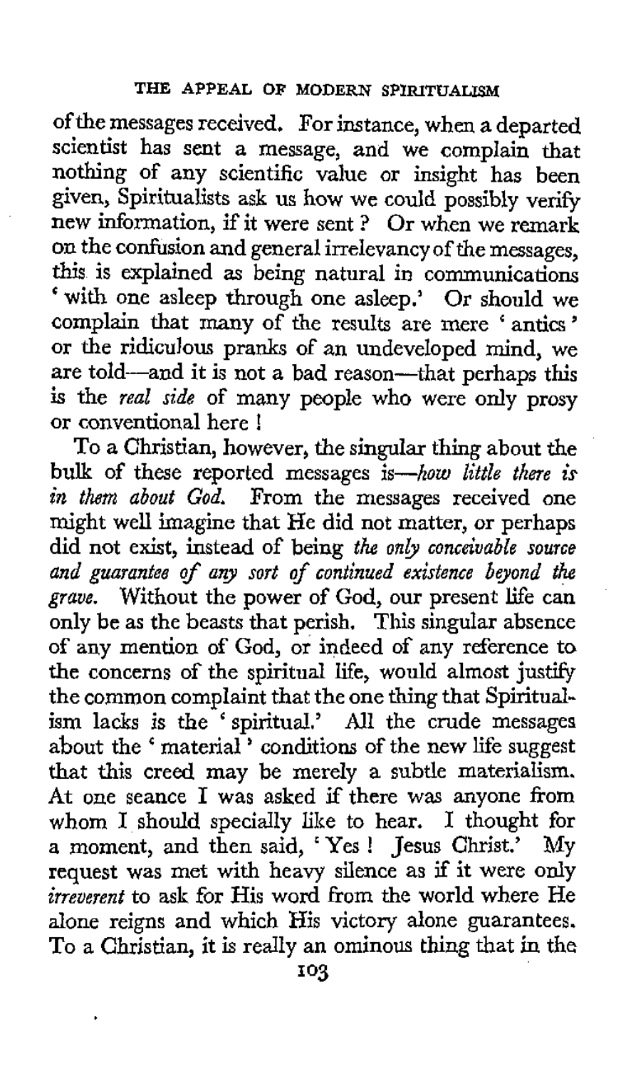of the messages received. For instance, when a departed scientist has sent a message, and we complain that nothing of any scientific value or insight has been given, Spiritualists ask us how we could possibly verify new information, if it were sent? Or when we remark on the confusion and general irrelevancy of the messages, this is explained as being natural in communications 'with one asleep through one asleep.' Or should we complain that many of the results are mere 'antics' or the ridiculous pranks of an undeveloped mind, we are told—and it is not a bad reason—that perhaps this is the *real side* of many people who were only prosy or conventional here!

To a Christian, however, the singular thing about the bulk of these reported messages is—*how little there is in them about God.* From the messages received one might well imagine that He did not matter, or perhaps did not exist, instead of being *the only conceivable source and guarantee of any sort of continued existence beyond the grave.* Without the power of God, our present life can only be as the beasts that perish. This singular absence of any mention of God, or indeed of any reference to the concerns of the spiritual life, would almost justify the common complaint that the one thing that Spiritualism lacks is the 'spiritual.' All the crude messages about the 'material' conditions of the new life suggest that this creed may be merely a subtle materialism. At one seance I was asked if there was anyone from whom I should specially like to hear. I thought for a moment, and then said, 'Yes! Jesus Christ.' My request was met with heavy silence as if it were only *irreverent* to ask for His word from the world where He alone reigns and which His victory alone guarantees. To a Christian, it is really an ominous thing that in the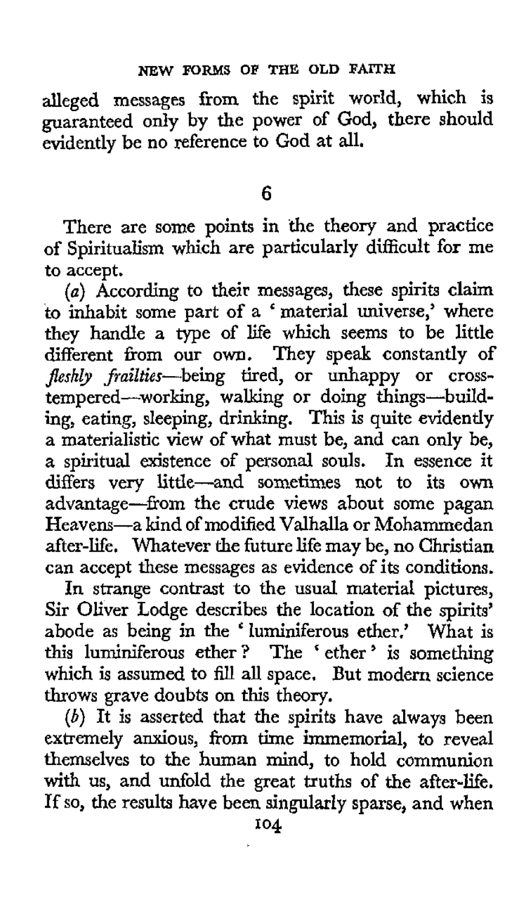alleged messages from the spirit world, which is guaranteed only by the power of God, there should evidently be no reference to God at all.

## 6

There are some points in the theory and practice of Spiritualism which are particularly difficult for me to accept.

(*a*) According to their messages, these spirits claim to inhabit some part of a 'material universe,' where they handle a type of life which seems to be little different from our own. They speak constantly of *fleshly frailties*—being tired, or unhappy or cross-tempered—working, walking or doing things—building, eating, sleeping, drinking. This is quite evidently a materialistic view of what must be, and can only be, a spiritual existence of personal souls. In essence it differs very little—and sometimes not to its own advantage—from the crude views about some pagan Heavens—a kind of modified Valhalla or Mohammedan after-life. Whatever the future life may be, no Christian can accept these messages as evidence of its conditions.

In strange contrast to the usual material pictures, Sir Oliver Lodge describes the location of the spirits' abode as being in the 'luminiferous ether.' What is this luminiferous ether? The 'ether' is something which is assumed to fill all space. But modern science throws grave doubts on this theory.

(*b*) It is asserted that the spirits have always been extremely anxious, from time immemorial, to reveal themselves to the human mind, to hold communion with us, and unfold the great truths of the after-life. If so, the results have been singularly sparse, and when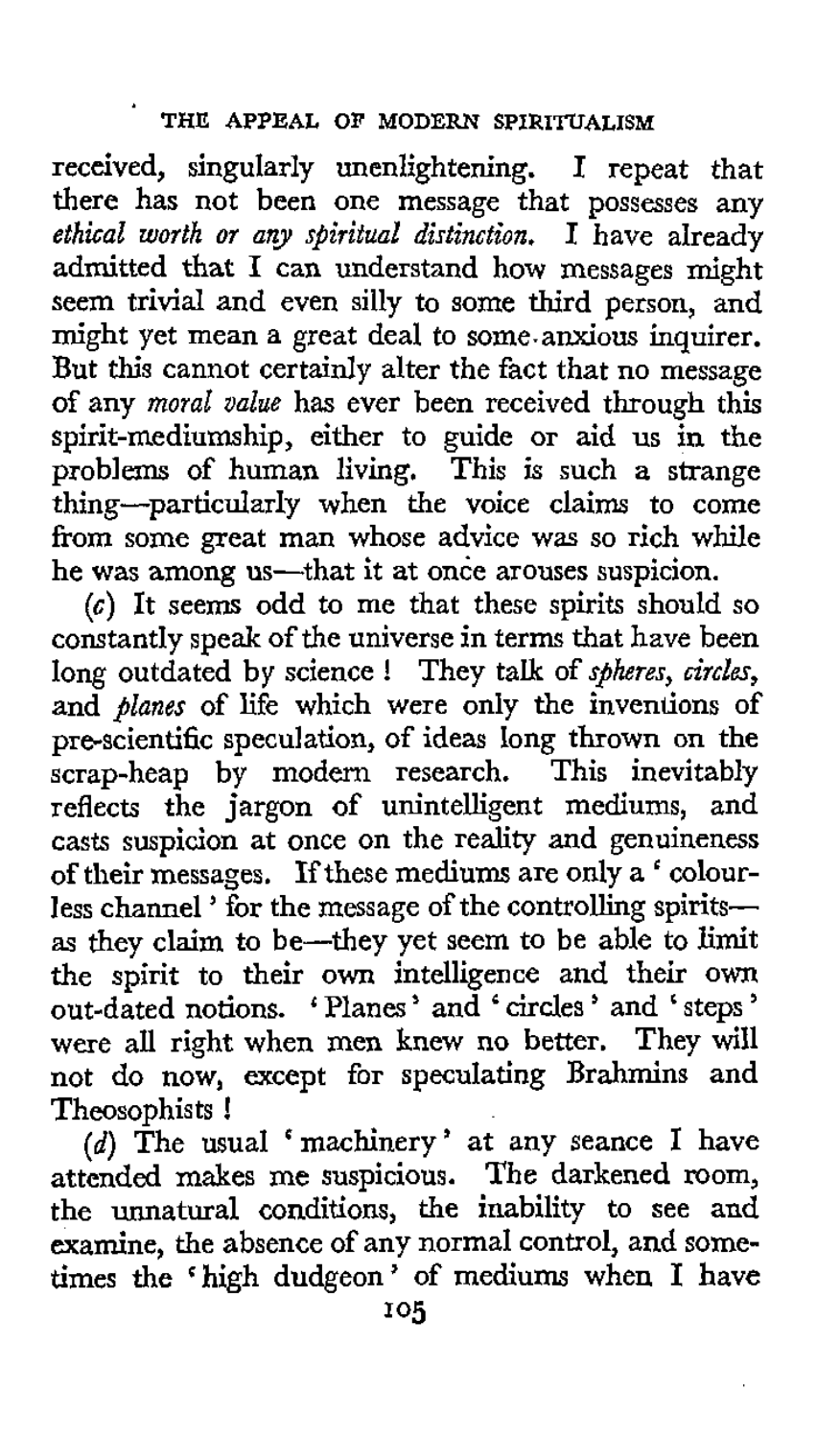received, singularly unenlightening. I repeat that there has not been one message that possesses any *ethical worth or any spiritual distinction.* I have already admitted that I can understand how messages might seem trivial and even silly to some third person, and might yet mean a great deal to some anxious inquirer. But this cannot certainly alter the fact that no message of any *moral value* has ever been received through this spirit-mediumship, either to guide or aid us in the problems of human living. This is such a strange thing—particularly when the voice claims to come from some great man whose advice was so rich while he was among us—that it at once arouses suspicion.

(*c*) It seems odd to me that these spirits should so constantly speak of the universe in terms that have been long outdated by science! They talk of *spheres*, *circles*, and *planes* of life which were only the inventions of pre-scientific speculation, of ideas long thrown on the scrap-heap by modern research. This inevitably reflects the jargon of unintelligent mediums, and casts suspicion at once on the reality and genuineness of their messages. If these mediums are only a 'colourless channel' for the message of the controlling spirits—as they claim to be—they yet seem to be able to limit the spirit to their own intelligence and their own out-dated notions. 'Planes' and 'circles' and 'steps' were all right when men knew no better. They will not do now, except for speculating Brahmins and Theosophists!

(*d*) The usual 'machinery' at any seance I have attended makes me suspicious. The darkened room, the unnatural conditions, the inability to see and examine, the absence of any normal control, and sometimes the 'high dudgeon' of mediums when I have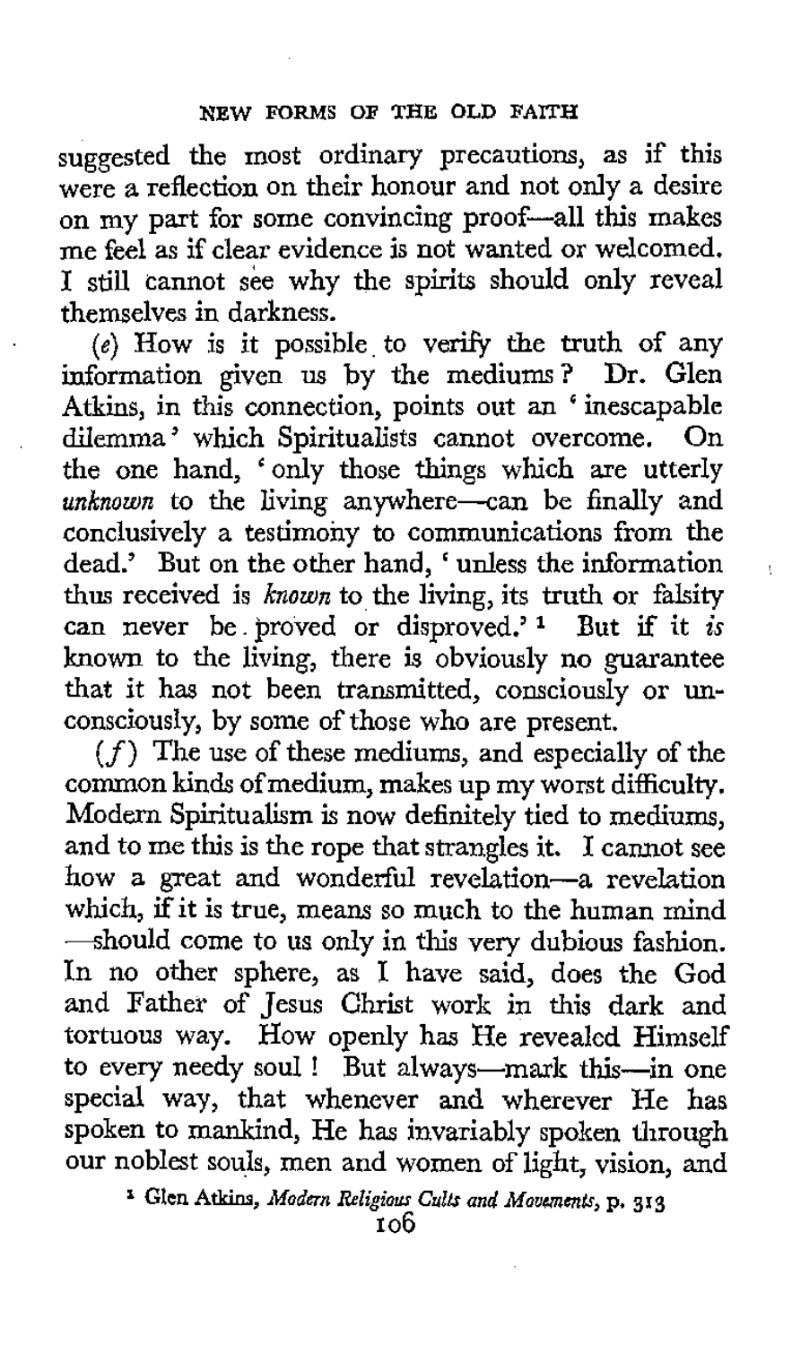suggested the most ordinary precautions, as if this were a reflection on their honour and not only a desire on my part for some convincing proof—all this makes me feel as if clear evidence is not wanted or welcomed. I still cannot see why the spirits should only reveal themselves in darkness.

(*e*) How is it possible to verify the truth of any information given us by the mediums? Dr. Glen Atkins, in this connection, points out an 'inescapable dilemma' which Spiritualists cannot overcome. On the one hand, 'only those things which are utterly *unknown* to the living anywhere—can be finally and conclusively a testimony to communications from the dead.' But on the other hand, 'unless the information thus received is *known* to the living, its truth or falsity can never be proved or disproved.'[1] But if it *is* known to the living, there is obviously no guarantee that it has not been transmitted, consciously or unconsciously, by some of those who are present.

(*f*) The use of these mediums, and especially of the common kinds of medium, makes up my worst difficulty. Modern Spiritualism is now definitely tied to mediums, and to me this is the rope that strangles it. I cannot see how a great and wonderful revelation—a revelation which, if it is true, means so much to the human mind—should come to us only in this very dubious fashion. In no other sphere, as I have said, does the God and Father of Jesus Christ work in this dark and tortuous way. How openly has He revealed Himself to every needy soul! But always—mark this—in one special way, that whenever and wherever He has spoken to mankind, He has invariably spoken through our noblest souls, men and women of light, vision, and

[1] Glen Atkins, *Modern Religious Cults and Movements*, p. 313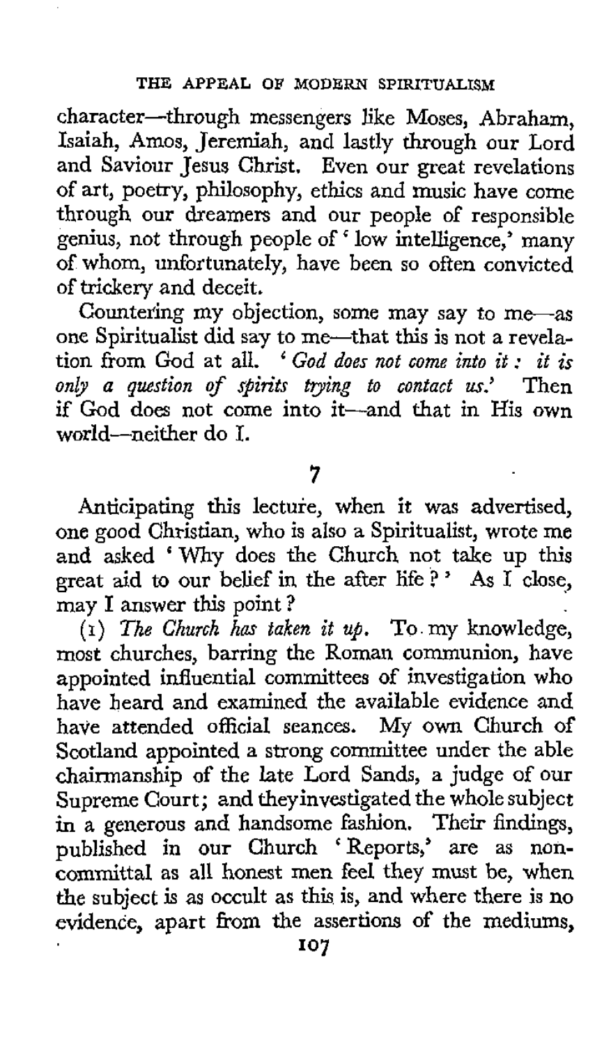character—through messengers like Moses, Abraham, Isaiah, Amos, Jeremiah, and lastly through our Lord and Saviour Jesus Christ. Even our great revelations of art, poetry, philosophy, ethics and music have come through our dreamers and our people of responsible genius, not through people of 'low intelligence,' many of whom, unfortunately, have been so often convicted of trickery and deceit.

Countering my objection, some may say to me—as one Spiritualist did say to me—that this is not a revelation from God at all. '*God does not come into it: it is only a question of spirits trying to contact us.*' Then if God does not come into it—and that in His own world—neither do I.

## 7

Anticipating this lecture, when it was advertised, one good Christian, who is also a Spiritualist, wrote me and asked 'Why does the Church not take up this great aid to our belief in the after life?' As I close, may I answer this point?

(1) *The Church has taken it up.* To my knowledge, most churches, barring the Roman communion, have appointed influential committees of investigation who have heard and examined the available evidence and have attended official seances. My own Church of Scotland appointed a strong committee under the able chairmanship of the late Lord Sands, a judge of our Supreme Court; and they investigated the whole subject in a generous and handsome fashion. Their findings, published in our Church 'Reports,' are as non-committal as all honest men feel they must be, when the subject is as occult as this is, and where there is no evidence, apart from the assertions of the mediums,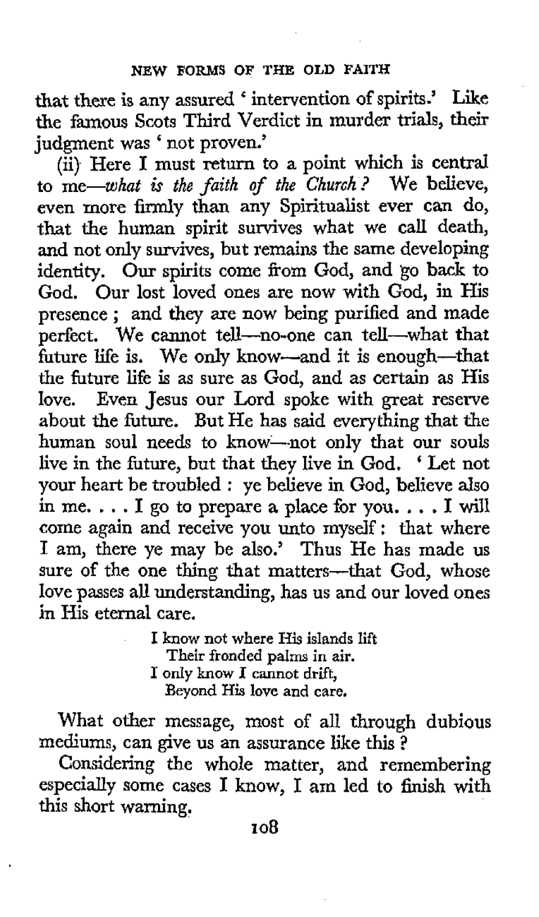that there is any assured 'intervention of spirits.' Like the famous Scots Third Verdict in murder trials, their judgment was 'not proven.'

(ii) Here I must return to a point which is central to me—*what is the faith of the Church?* We believe, even more firmly than any Spiritualist ever can do, that the human spirit survives what we call death, and not only survives, but remains the same developing identity. Our spirits come from God, and go back to God. Our lost loved ones are now with God, in His presence; and they are now being purified and made perfect. We cannot tell—no-one can tell—what that future life is. We only know—and it is enough—that the future life is as sure as God, and as certain as His love. Even Jesus our Lord spoke with great reserve about the future. But He has said everything that the human soul needs to know—not only that our souls live in the future, but that they live in God. 'Let not your heart be troubled: ye believe in God, believe also in me. . . . I go to prepare a place for you. . . . I will come again and receive you unto myself: that where I am, there ye may be also.' Thus He has made us sure of the one thing that matters—that God, whose love passes all understanding, has us and our loved ones in His eternal care.

> I know not where His islands lift
> Their fronded palms in air.
> I only know I cannot drift,
> Beyond His love and care.

What other message, most of all through dubious mediums, can give us an assurance like this?

Considering the whole matter, and remembering especially some cases I know, I am led to finish with this short warning.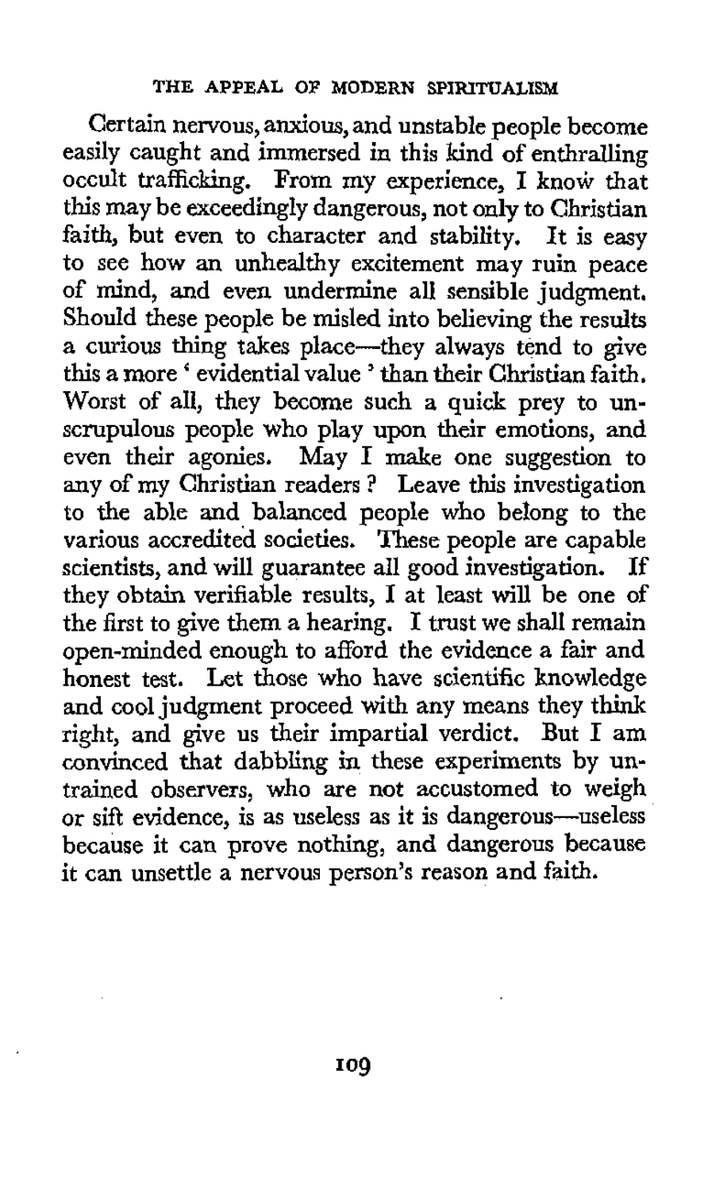Certain nervous, anxious, and unstable people become easily caught and immersed in this kind of enthralling occult trafficking. From my experience, I know that this may be exceedingly dangerous, not only to Christian faith, but even to character and stability. It is easy to see how an unhealthy excitement may ruin peace of mind, and even undermine all sensible judgment. Should these people be misled into believing the results a curious thing takes place—they always tend to give this a more 'evidential value' than their Christian faith. Worst of all, they become such a quick prey to unscrupulous people who play upon their emotions, and even their agonies. May I make one suggestion to any of my Christian readers? Leave this investigation to the able and balanced people who belong to the various accredited societies. These people are capable scientists, and will guarantee all good investigation. If they obtain verifiable results, I at least will be one of the first to give them a hearing. I trust we shall remain open-minded enough to afford the evidence a fair and honest test. Let those who have scientific knowledge and cool judgment proceed with any means they think right, and give us their impartial verdict. But I am convinced that dabbling in these experiments by untrained observers, who are not accustomed to weigh or sift evidence, is as useless as it is dangerous—useless because it can prove nothing, and dangerous because it can unsettle a nervous person's reason and faith.